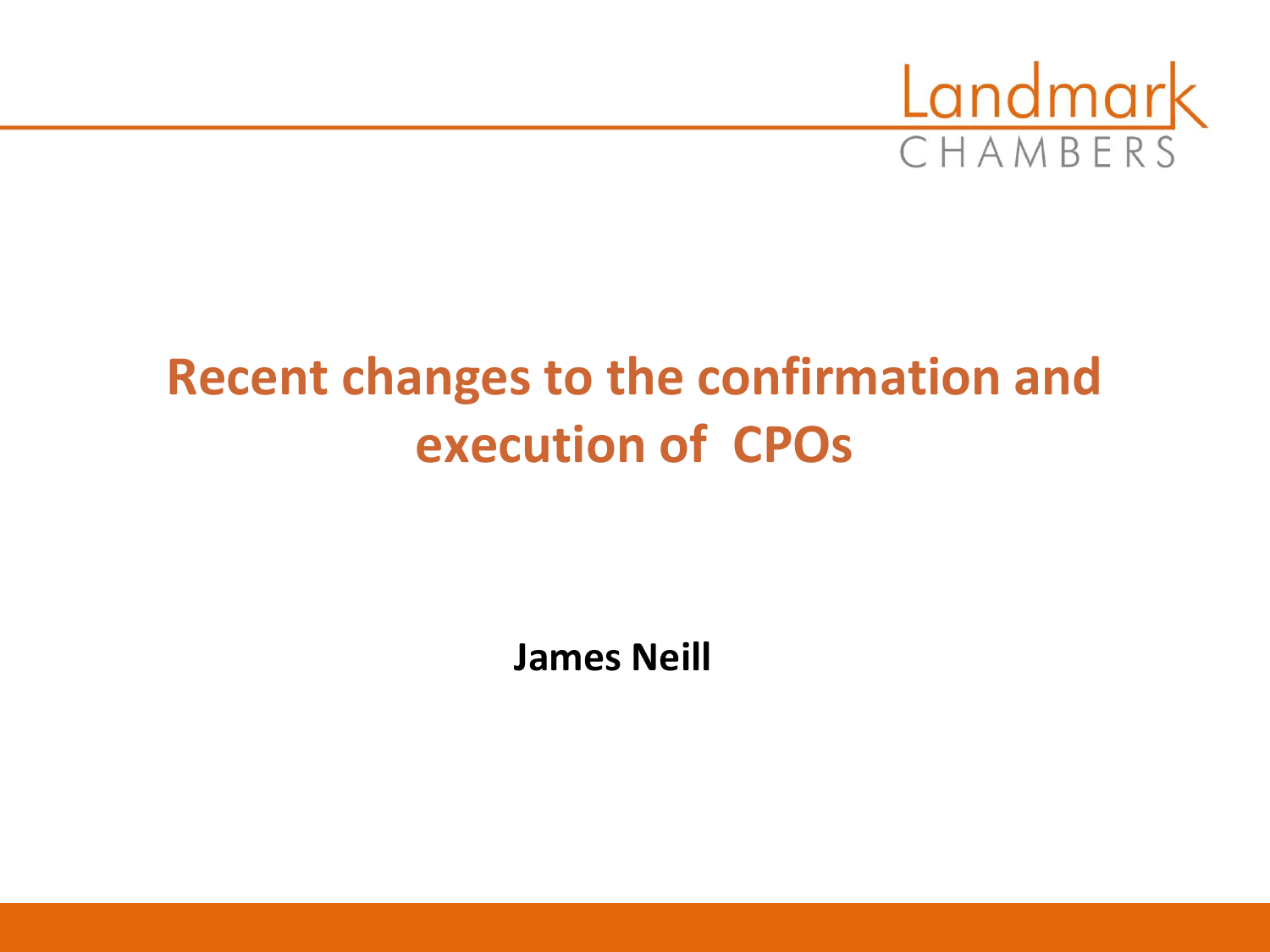Landmark CHAMBERS

# Recent changes to the confirmation and execution of CPOs

**James Neill**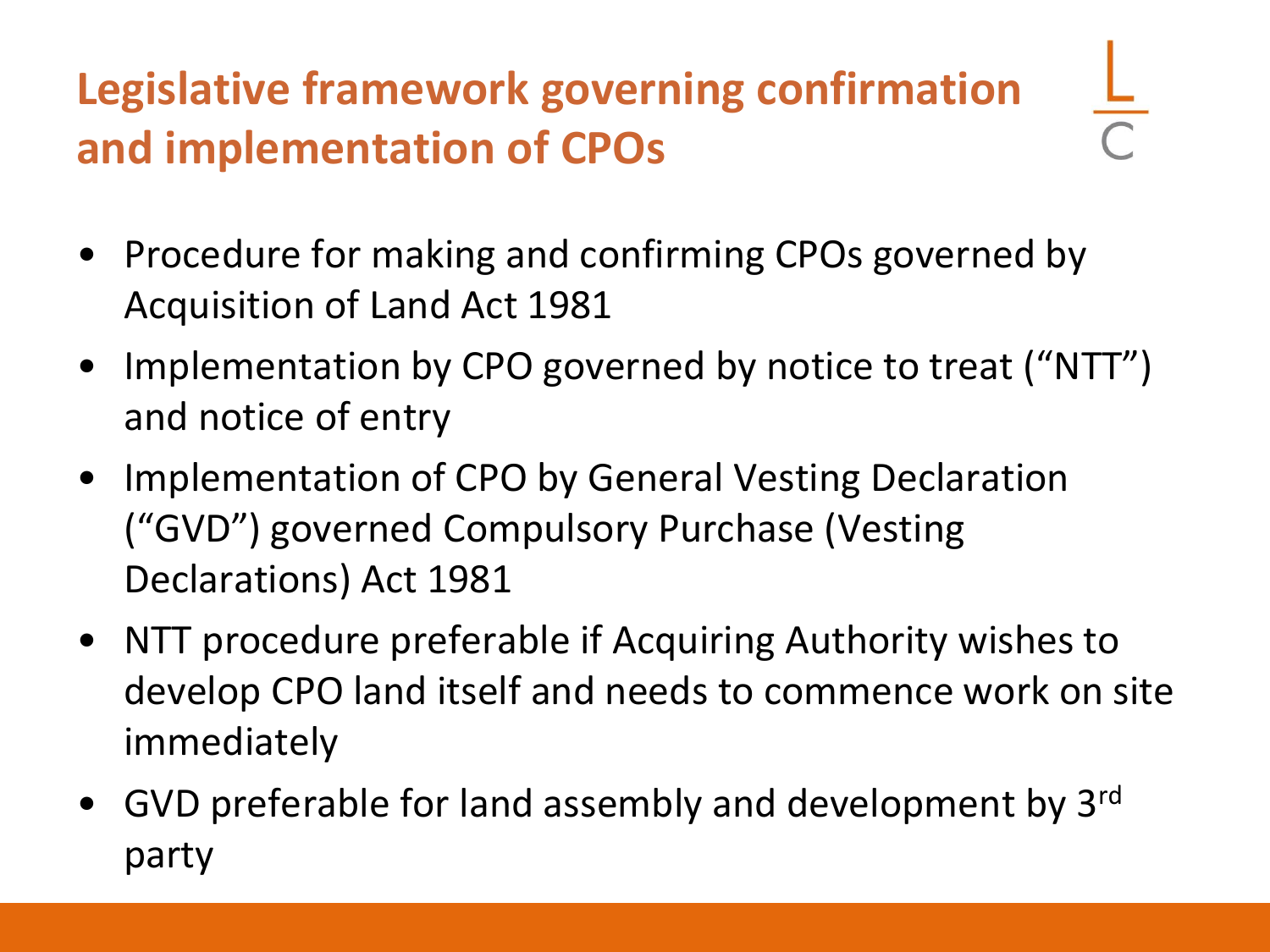# Legislative framework governing confirmation and implementation of CPOs

- Procedure for making and confirming CPOs governed by Acquisition of Land Act 1981
- Implementation by CPO governed by notice to treat ("NTT") and notice of entry
- Implementation of CPO by General Vesting Declaration ("GVD") governed Compulsory Purchase (Vesting Declarations) Act 1981
- NTT procedure preferable if Acquiring Authority wishes to develop CPO land itself and needs to commence work on site immediately
- GVD preferable for land assembly and development by 3rd party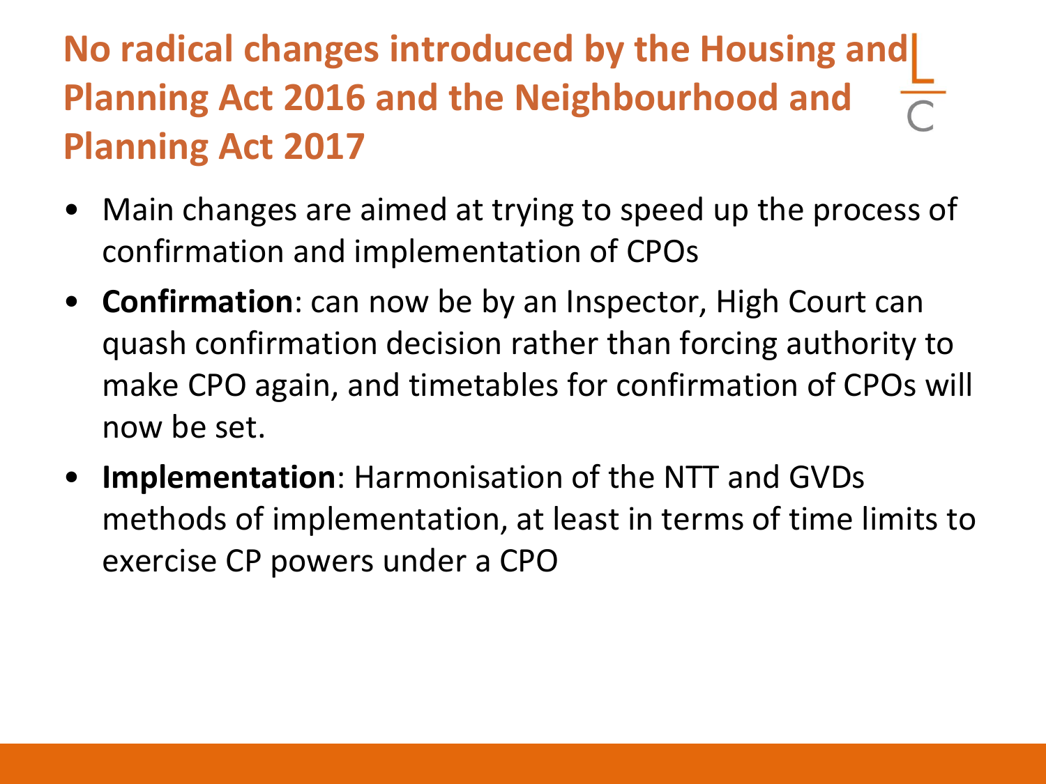# No radical changes introduced by the Housing and Planning Act 2016 and the Neighbourhood and Planning Act 2017

- Main changes are aimed at trying to speed up the process of confirmation and implementation of CPOs
- **Confirmation**: can now be by an Inspector, High Court can quash confirmation decision rather than forcing authority to make CPO again, and timetables for confirmation of CPOs will now be set.
- **Implementation**: Harmonisation of the NTT and GVDs methods of implementation, at least in terms of time limits to exercise CP powers under a CPO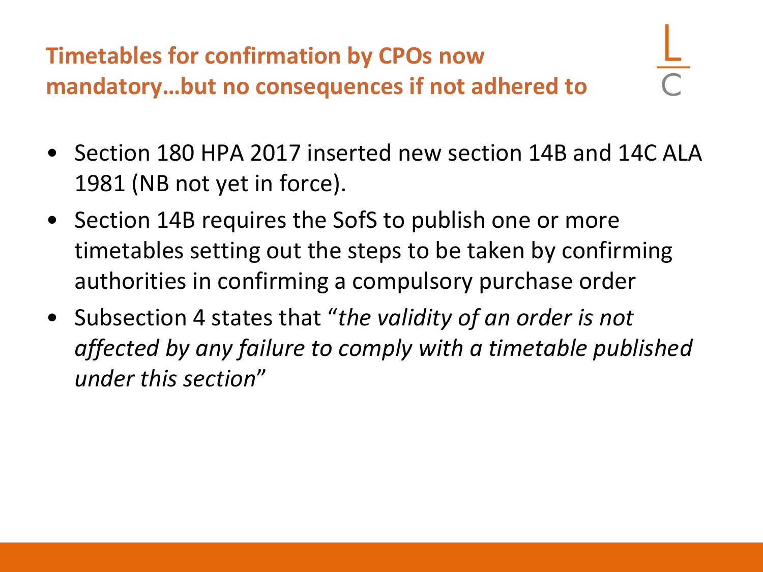## Timetables for confirmation by CPOs now mandatory…but no consequences if not adhered to

- Section 180 HPA 2017 inserted new section 14B and 14C ALA 1981 (NB not yet in force).
- Section 14B requires the SofS to publish one or more timetables setting out the steps to be taken by confirming authorities in confirming a compulsory purchase order
- Subsection 4 states that "*the validity of an order is not affected by any failure to comply with a timetable published under this section*"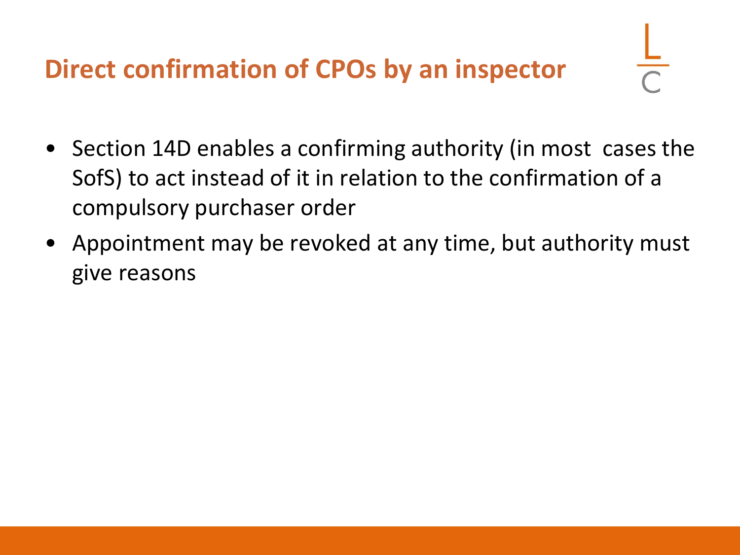# Direct confirmation of CPOs by an inspector

- Section 14D enables a confirming authority (in most cases the SofS) to act instead of it in relation to the confirmation of a compulsory purchaser order
- Appointment may be revoked at any time, but authority must give reasons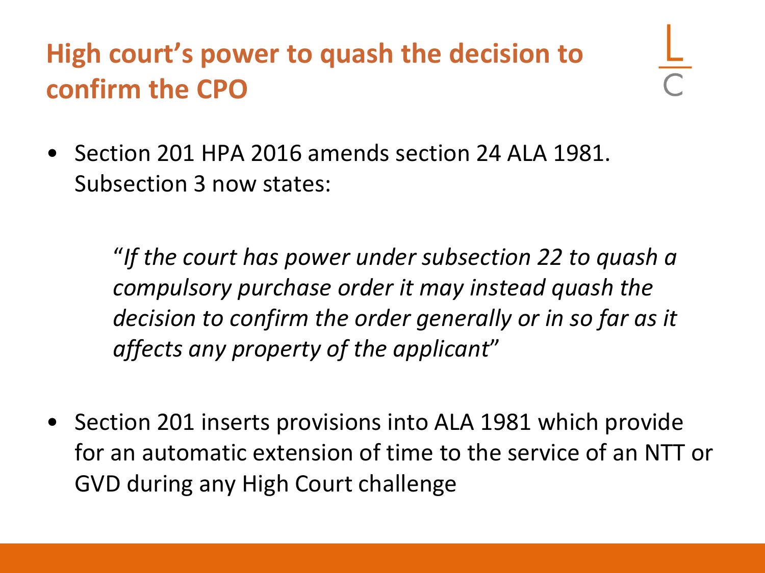## High court's power to quash the decision to confirm the CPO

- Section 201 HPA 2016 amends section 24 ALA 1981. Subsection 3 now states:

  "*If the court has power under subsection 22 to quash a compulsory purchase order it may instead quash the decision to confirm the order generally or in so far as it affects any property of the applicant*"

- Section 201 inserts provisions into ALA 1981 which provide for an automatic extension of time to the service of an NTT or GVD during any High Court challenge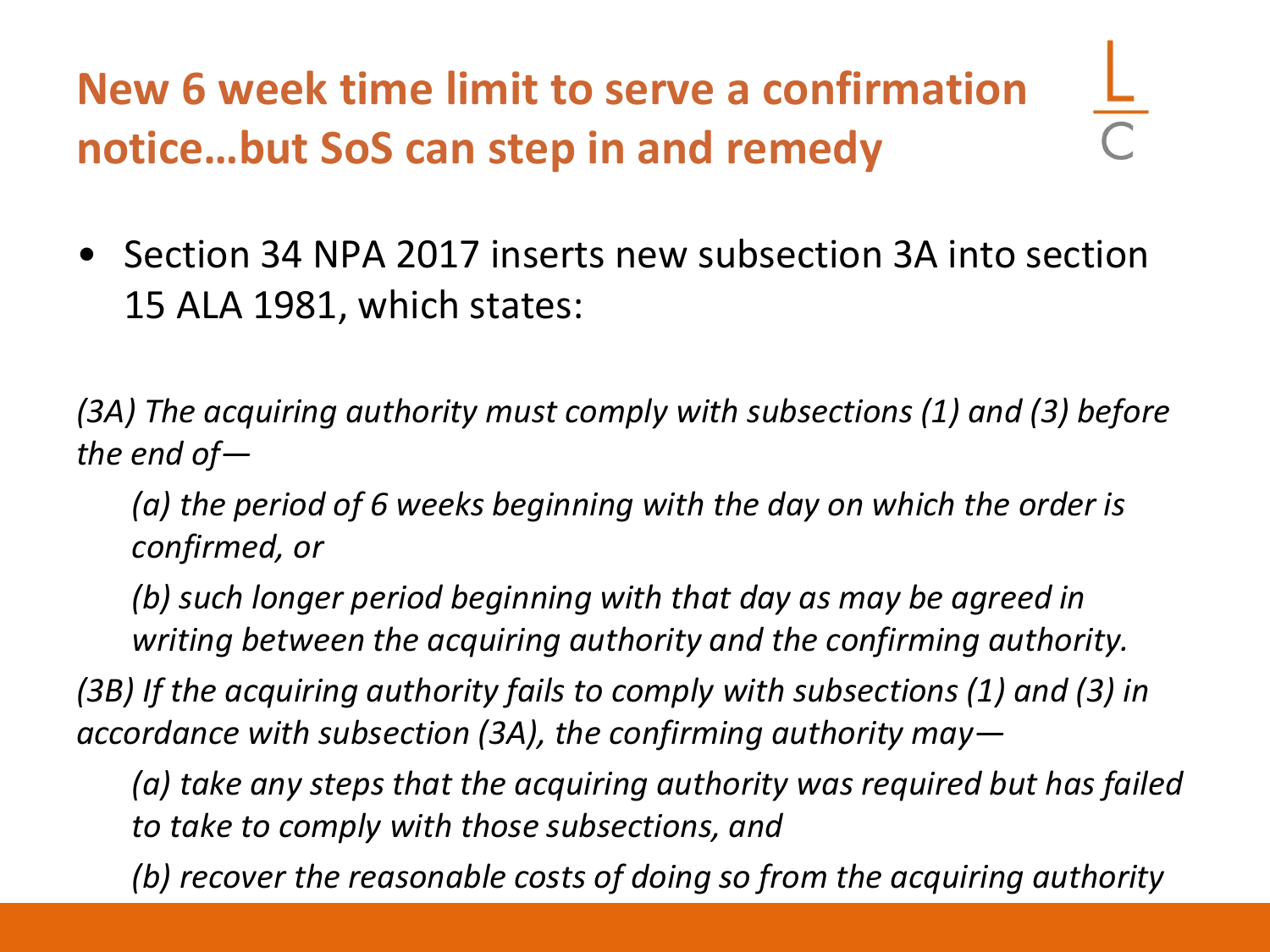# New 6 week time limit to serve a confirmation notice…but SoS can step in and remedy

- Section 34 NPA 2017 inserts new subsection 3A into section 15 ALA 1981, which states:

*(3A) The acquiring authority must comply with subsections (1) and (3) before the end of—*

*(a) the period of 6 weeks beginning with the day on which the order is confirmed, or*

*(b) such longer period beginning with that day as may be agreed in writing between the acquiring authority and the confirming authority.*

*(3B) If the acquiring authority fails to comply with subsections (1) and (3) in accordance with subsection (3A), the confirming authority may—*

*(a) take any steps that the acquiring authority was required but has failed to take to comply with those subsections, and*

*(b) recover the reasonable costs of doing so from the acquiring authority*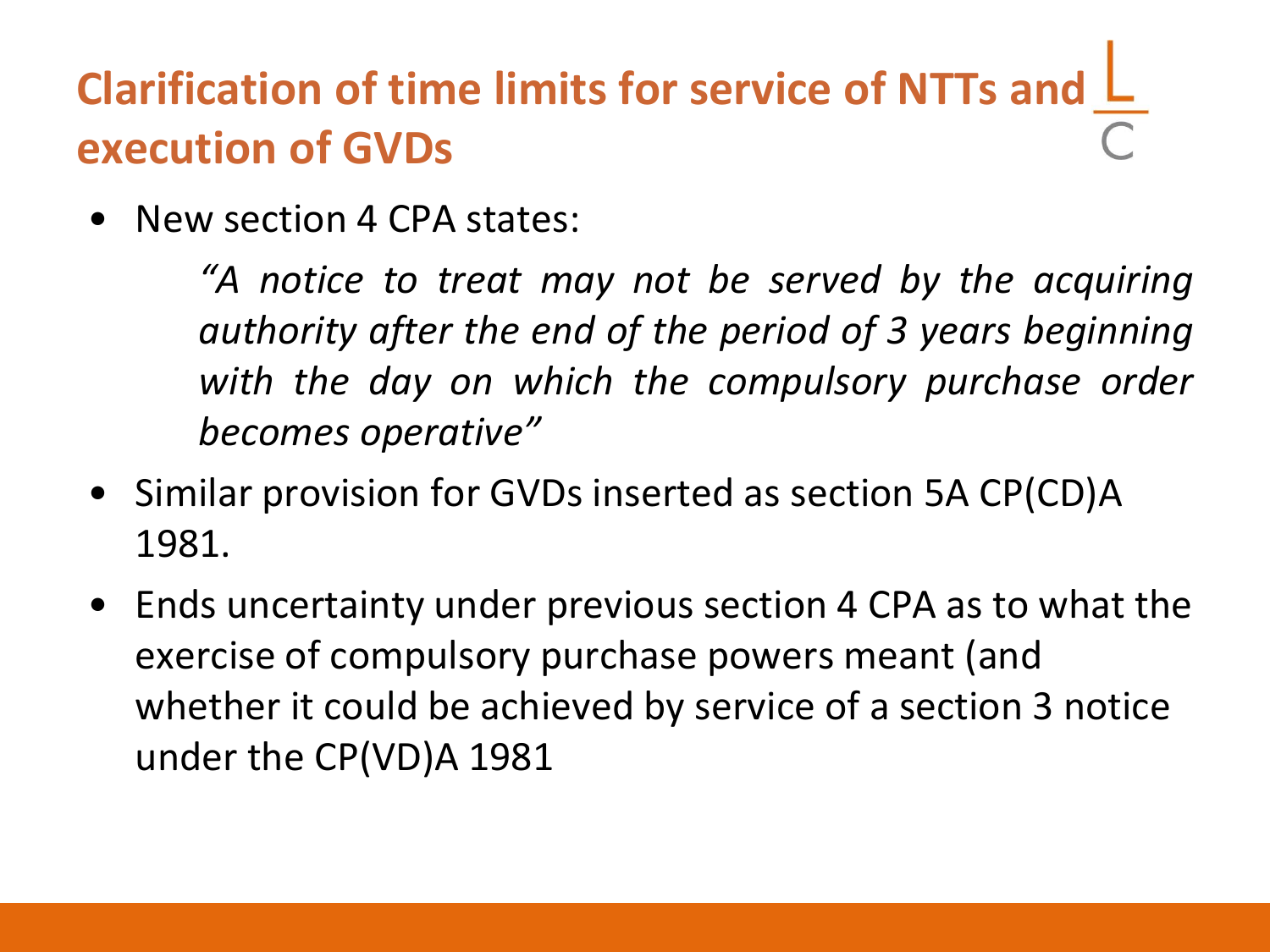# Clarification of time limits for service of NTTs and execution of GVDs

- New section 4 CPA states:

  *"A notice to treat may not be served by the acquiring authority after the end of the period of 3 years beginning with the day on which the compulsory purchase order becomes operative"*

- Similar provision for GVDs inserted as section 5A CP(CD)A 1981.
- Ends uncertainty under previous section 4 CPA as to what the exercise of compulsory purchase powers meant (and whether it could be achieved by service of a section 3 notice under the CP(VD)A 1981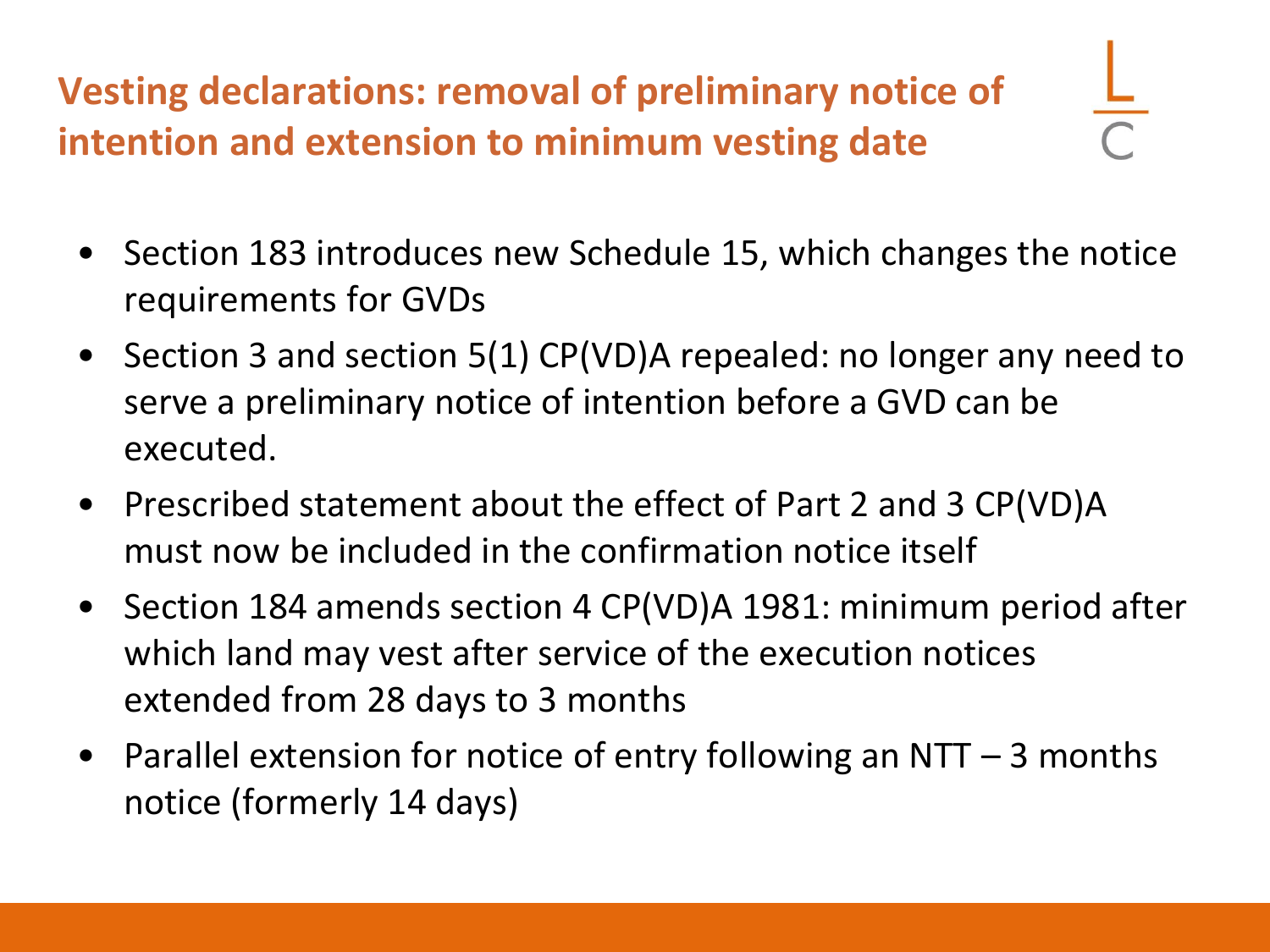# Vesting declarations: removal of preliminary notice of intention and extension to minimum vesting date

- Section 183 introduces new Schedule 15, which changes the notice requirements for GVDs
- Section 3 and section 5(1) CP(VD)A repealed: no longer any need to serve a preliminary notice of intention before a GVD can be executed.
- Prescribed statement about the effect of Part 2 and 3 CP(VD)A must now be included in the confirmation notice itself
- Section 184 amends section 4 CP(VD)A 1981: minimum period after which land may vest after service of the execution notices extended from 28 days to 3 months
- Parallel extension for notice of entry following an NTT – 3 months notice (formerly 14 days)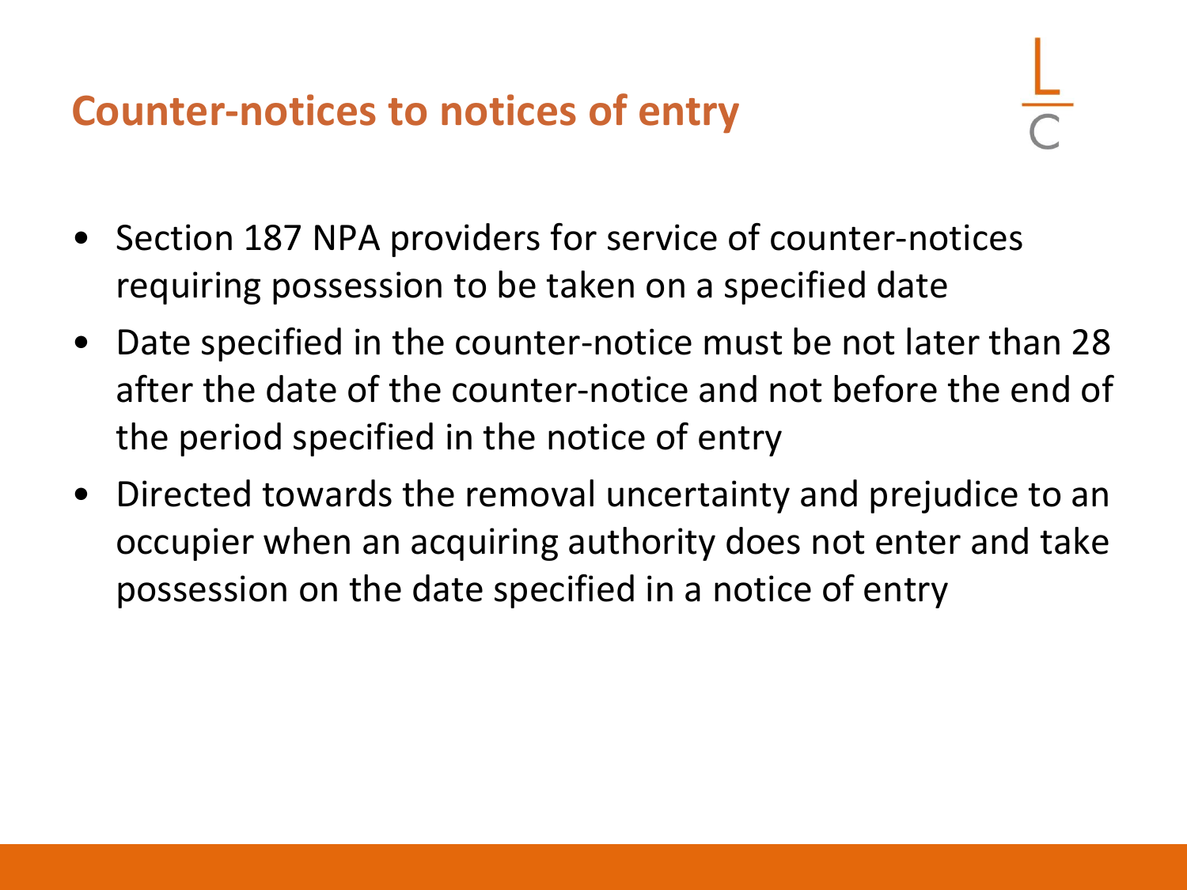# Counter-notices to notices of entry

- Section 187 NPA providers for service of counter-notices requiring possession to be taken on a specified date
- Date specified in the counter-notice must be not later than 28 after the date of the counter-notice and not before the end of the period specified in the notice of entry
- Directed towards the removal uncertainty and prejudice to an occupier when an acquiring authority does not enter and take possession on the date specified in a notice of entry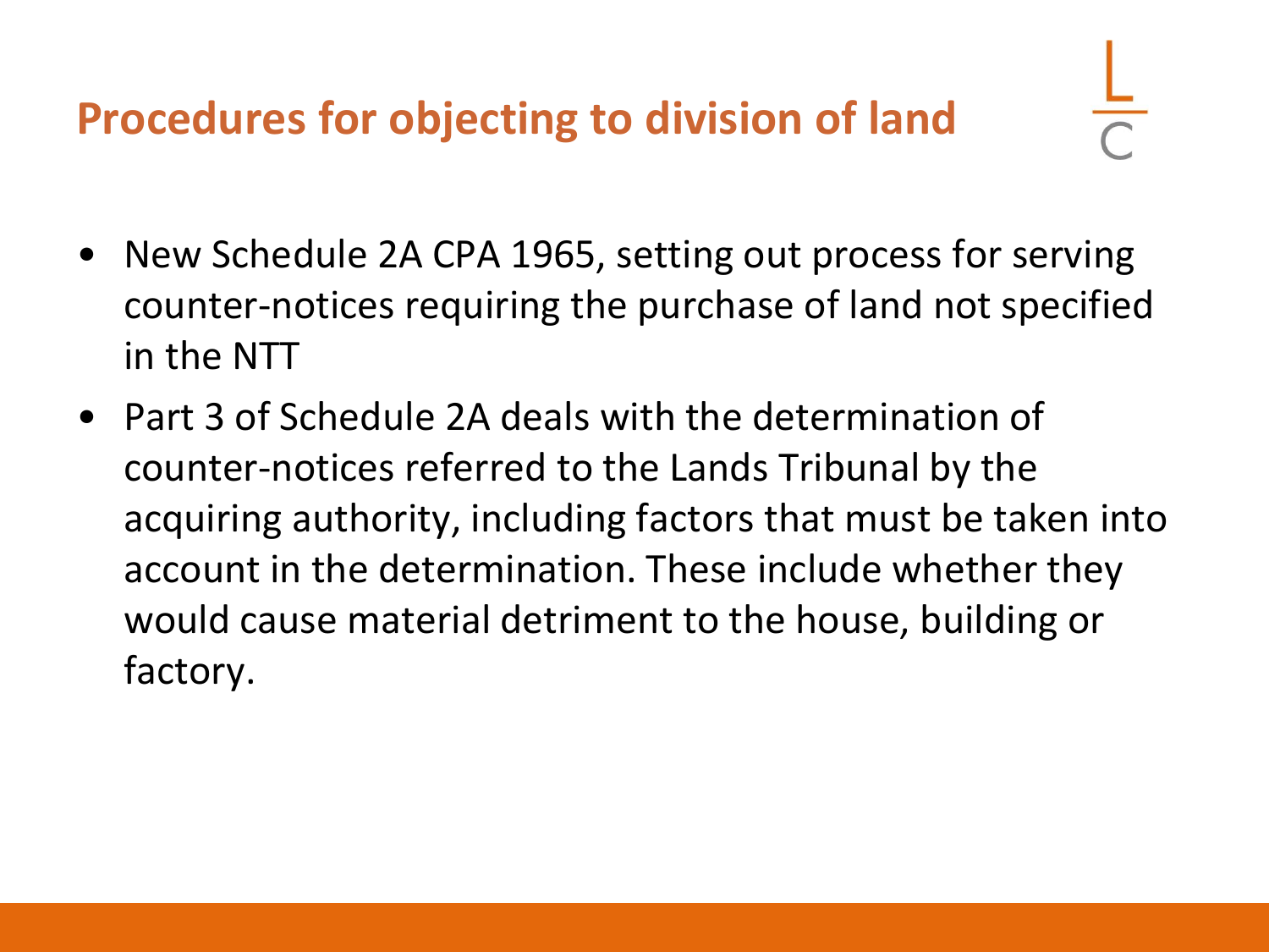# Procedures for objecting to division of land

- New Schedule 2A CPA 1965, setting out process for serving counter-notices requiring the purchase of land not specified in the NTT
- Part 3 of Schedule 2A deals with the determination of counter-notices referred to the Lands Tribunal by the acquiring authority, including factors that must be taken into account in the determination. These include whether they would cause material detriment to the house, building or factory.